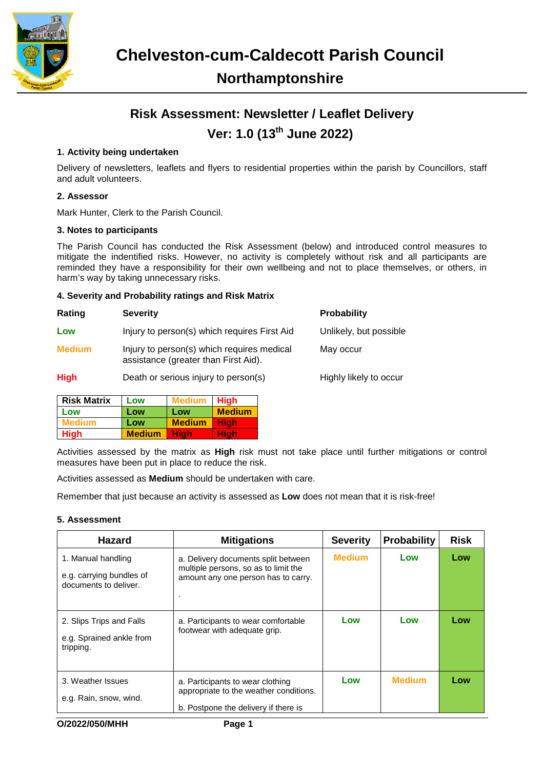# Chelveston-cum-Caldecott Parish Council

## Northamptonshire

## Risk Assessment: Newsletter / Leaflet Delivery

## Ver: 1.0 (13th June 2022)

**1. Activity being undertaken**

Delivery of newsletters, leaflets and flyers to residential properties within the parish by Councillors, staff and adult volunteers.

**2. Assessor**

Mark Hunter, Clerk to the Parish Council.

**3. Notes to participants**

The Parish Council has conducted the Risk Assessment (below) and introduced control measures to mitigate the indentified risks. However, no activity is completely without risk and all participants are reminded they have a responsibility for their own wellbeing and not to place themselves, or others, in harm's way by taking unnecessary risks.

**4. Severity and Probability ratings and Risk Matrix**

| Rating | Severity | Probability |
|---|---|---|
| Low | Injury to person(s) which requires First Aid | Unlikely, but possible |
| Medium | Injury to person(s) which requires medical assistance (greater than First Aid). | May occur |
| High | Death or serious injury to person(s) | Highly likely to occur |

| Risk Matrix | Low | Medium | High |
|---|---|---|---|
| Low | Low | Low | Medium |
| Medium | Low | Medium | High |
| High | Medium | High | High |

Activities assessed by the matrix as **High** risk must not take place until further mitigations or control measures have been put in place to reduce the risk.

Activities assessed as **Medium** should be undertaken with care.

Remember that just because an activity is assessed as **Low** does not mean that it is risk-free!

**5. Assessment**

| Hazard | Mitigations | Severity | Probability | Risk |
|---|---|---|---|---|
| 1. Manual handling<br><br>e.g. carrying bundles of documents to deliver. | a. Delivery documents split between multiple persons, so as to limit the amount any one person has to carry.<br><br>. | Medium | Low | Low |
| 2. Slips Trips and Falls<br><br>e.g. Sprained ankle from tripping. | a. Participants to wear comfortable footwear with adequate grip. | Low | Low | Low |
| 3. Weather Issues<br><br>e.g. Rain, snow, wind. | a. Participants to wear clothing appropriate to the weather conditions.<br><br>b. Postpone the delivery if there is | Low | Medium | Low |

O/2022/050/MHH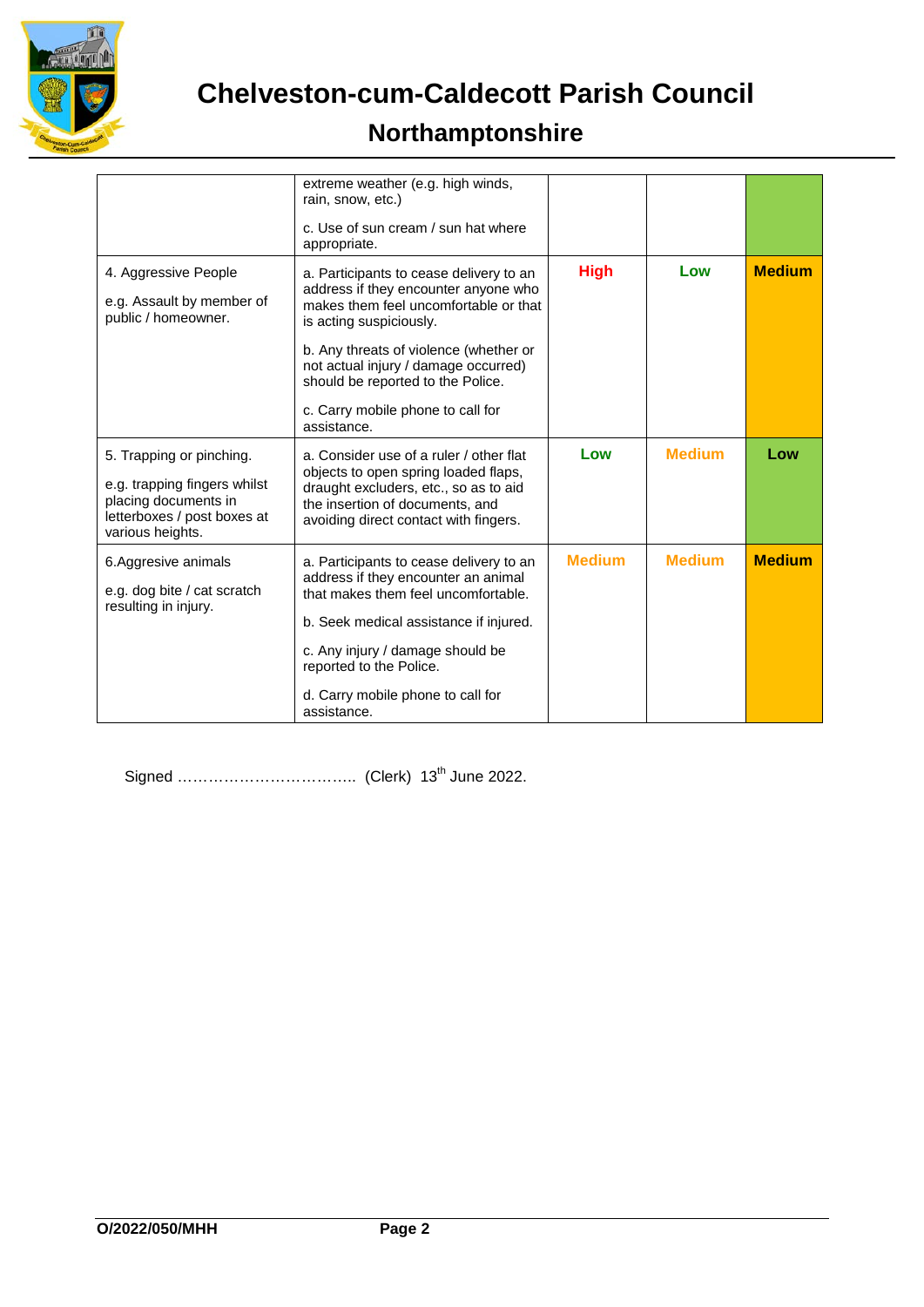# Chelveston-cum-Caldecott Parish Council

## Northamptonshire

| | | | | |
|---|---|---|---|---|
| | extreme weather (e.g. high winds, rain, snow, etc.)<br><br>c. Use of sun cream / sun hat where appropriate. | | | |
| 4. Aggressive People<br><br>e.g. Assault by member of public / homeowner. | a. Participants to cease delivery to an address if they encounter anyone who makes them feel uncomfortable or that is acting suspiciously.<br><br>b. Any threats of violence (whether or not actual injury / damage occurred) should be reported to the Police.<br><br>c. Carry mobile phone to call for assistance. | **High** | **Low** | **Medium** |
| 5. Trapping or pinching.<br><br>e.g. trapping fingers whilst placing documents in letterboxes / post boxes at various heights. | a. Consider use of a ruler / other flat objects to open spring loaded flaps, draught excluders, etc., so as to aid the insertion of documents, and avoiding direct contact with fingers. | **Low** | **Medium** | **Low** |
| 6.Aggresive animals<br><br>e.g. dog bite / cat scratch resulting in injury. | a. Participants to cease delivery to an address if they encounter an animal that makes them feel uncomfortable.<br><br>b. Seek medical assistance if injured.<br><br>c. Any injury / damage should be reported to the Police.<br><br>d. Carry mobile phone to call for assistance. | **Medium** | **Medium** | **Medium** |

Signed …………………………….. (Clerk) 13th June 2022.

**O/2022/050/MHH**